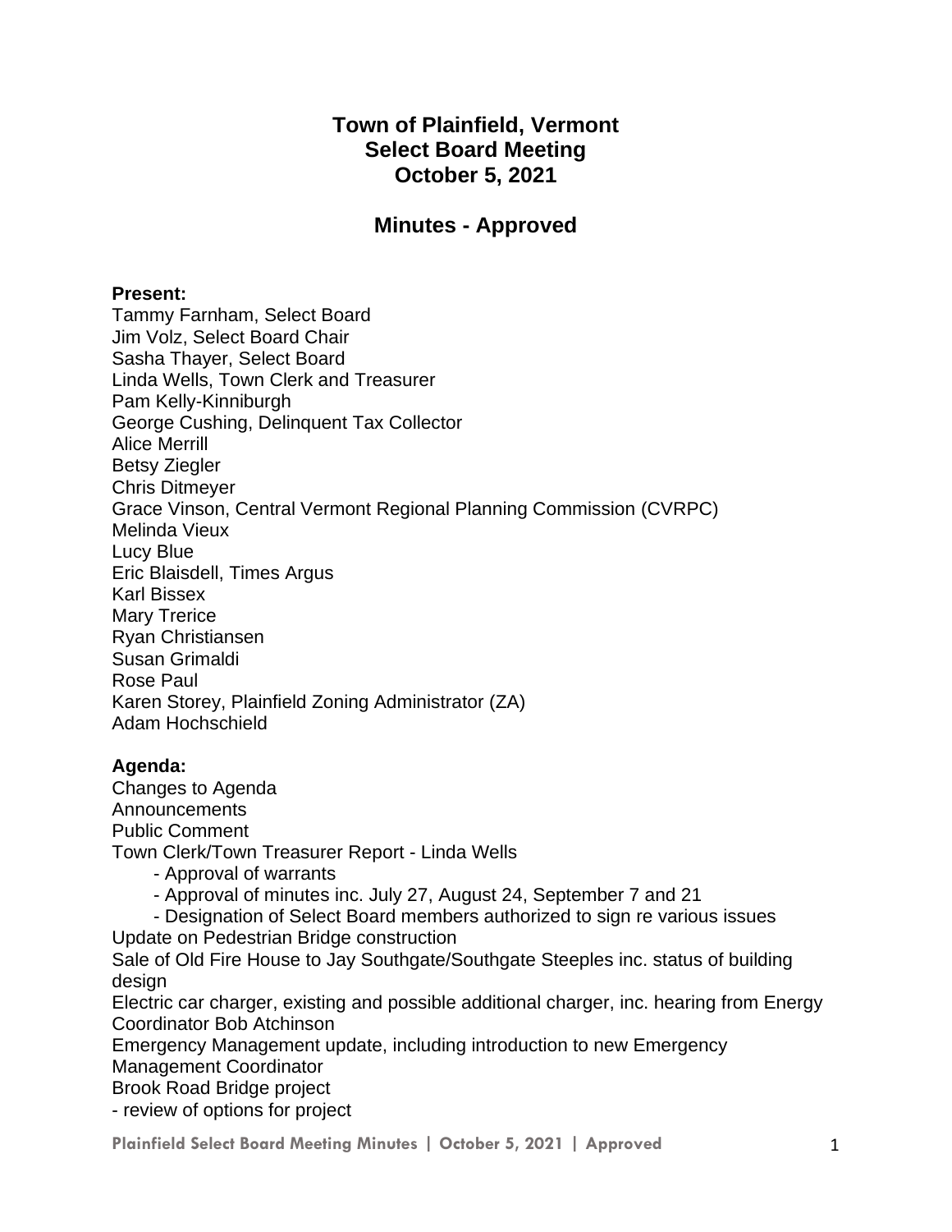# Town of Plainfield, Vermont
# Select Board Meeting
# October 5, 2021

## Minutes - Approved

**Present:**

Tammy Farnham, Select Board
Jim Volz, Select Board Chair
Sasha Thayer, Select Board
Linda Wells, Town Clerk and Treasurer
Pam Kelly-Kinniburgh
George Cushing, Delinquent Tax Collector
Alice Merrill
Betsy Ziegler
Chris Ditmeyer
Grace Vinson, Central Vermont Regional Planning Commission (CVRPC)
Melinda Vieux
Lucy Blue
Eric Blaisdell, Times Argus
Karl Bissex
Mary Trerice
Ryan Christiansen
Susan Grimaldi
Rose Paul
Karen Storey, Plainfield Zoning Administrator (ZA)
Adam Hochschield

**Agenda:**

Changes to Agenda
Announcements
Public Comment
Town Clerk/Town Treasurer Report - Linda Wells

- Approval of warrants
- Approval of minutes inc. July 27, August 24, September 7 and 21
- Designation of Select Board members authorized to sign re various issues

Update on Pedestrian Bridge construction
Sale of Old Fire House to Jay Southgate/Southgate Steeples inc. status of building design
Electric car charger, existing and possible additional charger, inc. hearing from Energy Coordinator Bob Atchinson
Emergency Management update, including introduction to new Emergency Management Coordinator
Brook Road Bridge project
- review of options for project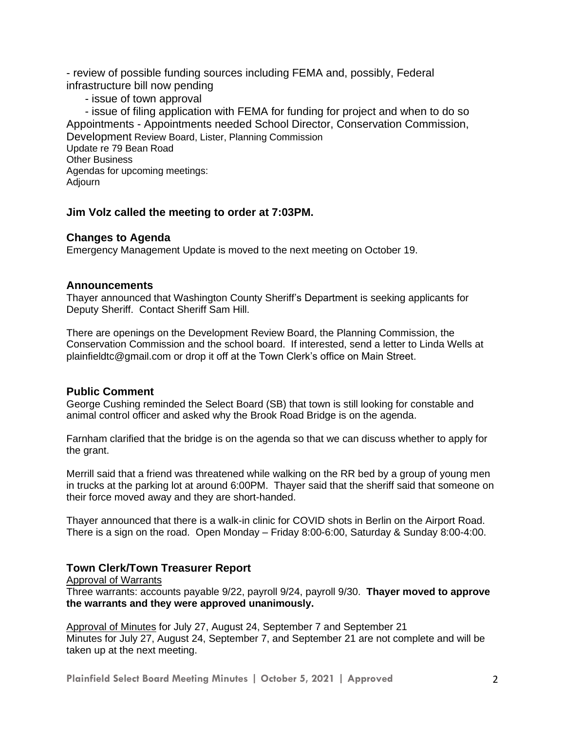- review of possible funding sources including FEMA and, possibly, Federal infrastructure bill now pending
    - issue of town approval
    - issue of filing application with FEMA for funding for project and when to do so

Appointments - Appointments needed School Director, Conservation Commission, Development Review Board, Lister, Planning Commission
Update re 79 Bean Road
Other Business
Agendas for upcoming meetings:
Adjourn

### Jim Volz called the meeting to order at 7:03PM.

### Changes to Agenda

Emergency Management Update is moved to the next meeting on October 19.

### Announcements

Thayer announced that Washington County Sheriff's Department is seeking applicants for Deputy Sheriff. Contact Sheriff Sam Hill.

There are openings on the Development Review Board, the Planning Commission, the Conservation Commission and the school board. If interested, send a letter to Linda Wells at plainfieldtc@gmail.com or drop it off at the Town Clerk's office on Main Street.

### Public Comment

George Cushing reminded the Select Board (SB) that town is still looking for constable and animal control officer and asked why the Brook Road Bridge is on the agenda.

Farnham clarified that the bridge is on the agenda so that we can discuss whether to apply for the grant.

Merrill said that a friend was threatened while walking on the RR bed by a group of young men in trucks at the parking lot at around 6:00PM. Thayer said that the sheriff said that someone on their force moved away and they are short-handed.

Thayer announced that there is a walk-in clinic for COVID shots in Berlin on the Airport Road. There is a sign on the road. Open Monday – Friday 8:00-6:00, Saturday & Sunday 8:00-4:00.

### Town Clerk/Town Treasurer Report

Approval of Warrants
Three warrants: accounts payable 9/22, payroll 9/24, payroll 9/30. **Thayer moved to approve the warrants and they were approved unanimously.**

Approval of Minutes for July 27, August 24, September 7 and September 21
Minutes for July 27, August 24, September 7, and September 21 are not complete and will be taken up at the next meeting.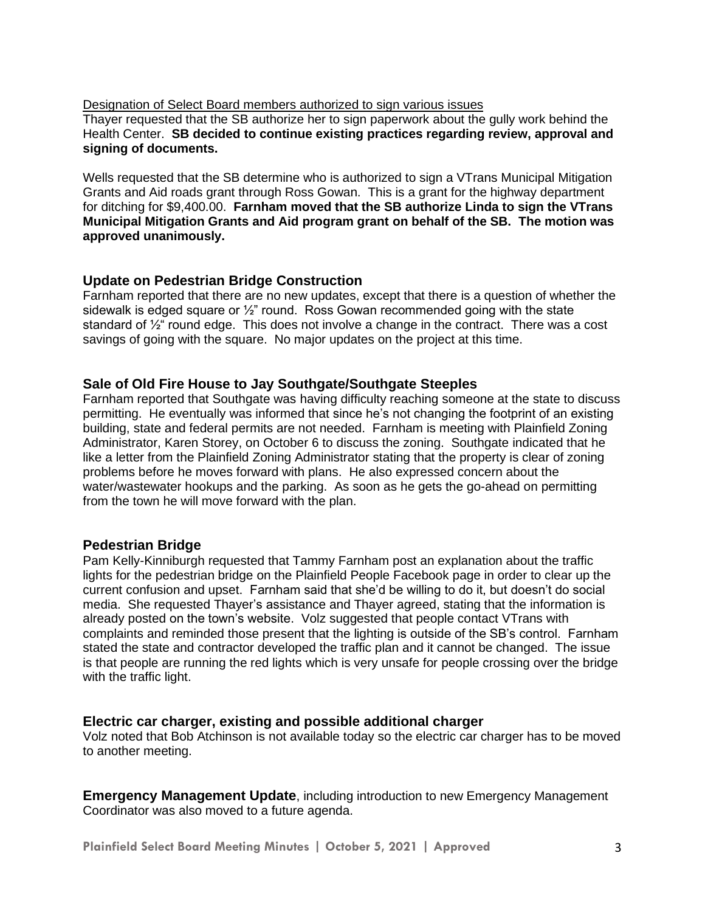Designation of Select Board members authorized to sign various issues

Thayer requested that the SB authorize her to sign paperwork about the gully work behind the Health Center. **SB decided to continue existing practices regarding review, approval and signing of documents.**

Wells requested that the SB determine who is authorized to sign a VTrans Municipal Mitigation Grants and Aid roads grant through Ross Gowan. This is a grant for the highway department for ditching for $9,400.00. **Farnham moved that the SB authorize Linda to sign the VTrans Municipal Mitigation Grants and Aid program grant on behalf of the SB. The motion was approved unanimously.**

## Update on Pedestrian Bridge Construction

Farnham reported that there are no new updates, except that there is a question of whether the sidewalk is edged square or ½" round. Ross Gowan recommended going with the state standard of ½" round edge. This does not involve a change in the contract. There was a cost savings of going with the square. No major updates on the project at this time.

## Sale of Old Fire House to Jay Southgate/Southgate Steeples

Farnham reported that Southgate was having difficulty reaching someone at the state to discuss permitting. He eventually was informed that since he's not changing the footprint of an existing building, state and federal permits are not needed. Farnham is meeting with Plainfield Zoning Administrator, Karen Storey, on October 6 to discuss the zoning. Southgate indicated that he like a letter from the Plainfield Zoning Administrator stating that the property is clear of zoning problems before he moves forward with plans. He also expressed concern about the water/wastewater hookups and the parking. As soon as he gets the go-ahead on permitting from the town he will move forward with the plan.

## Pedestrian Bridge

Pam Kelly-Kinniburgh requested that Tammy Farnham post an explanation about the traffic lights for the pedestrian bridge on the Plainfield People Facebook page in order to clear up the current confusion and upset. Farnham said that she'd be willing to do it, but doesn't do social media. She requested Thayer's assistance and Thayer agreed, stating that the information is already posted on the town's website. Volz suggested that people contact VTrans with complaints and reminded those present that the lighting is outside of the SB's control. Farnham stated the state and contractor developed the traffic plan and it cannot be changed. The issue is that people are running the red lights which is very unsafe for people crossing over the bridge with the traffic light.

## Electric car charger, existing and possible additional charger

Volz noted that Bob Atchinson is not available today so the electric car charger has to be moved to another meeting.

**Emergency Management Update**, including introduction to new Emergency Management Coordinator was also moved to a future agenda.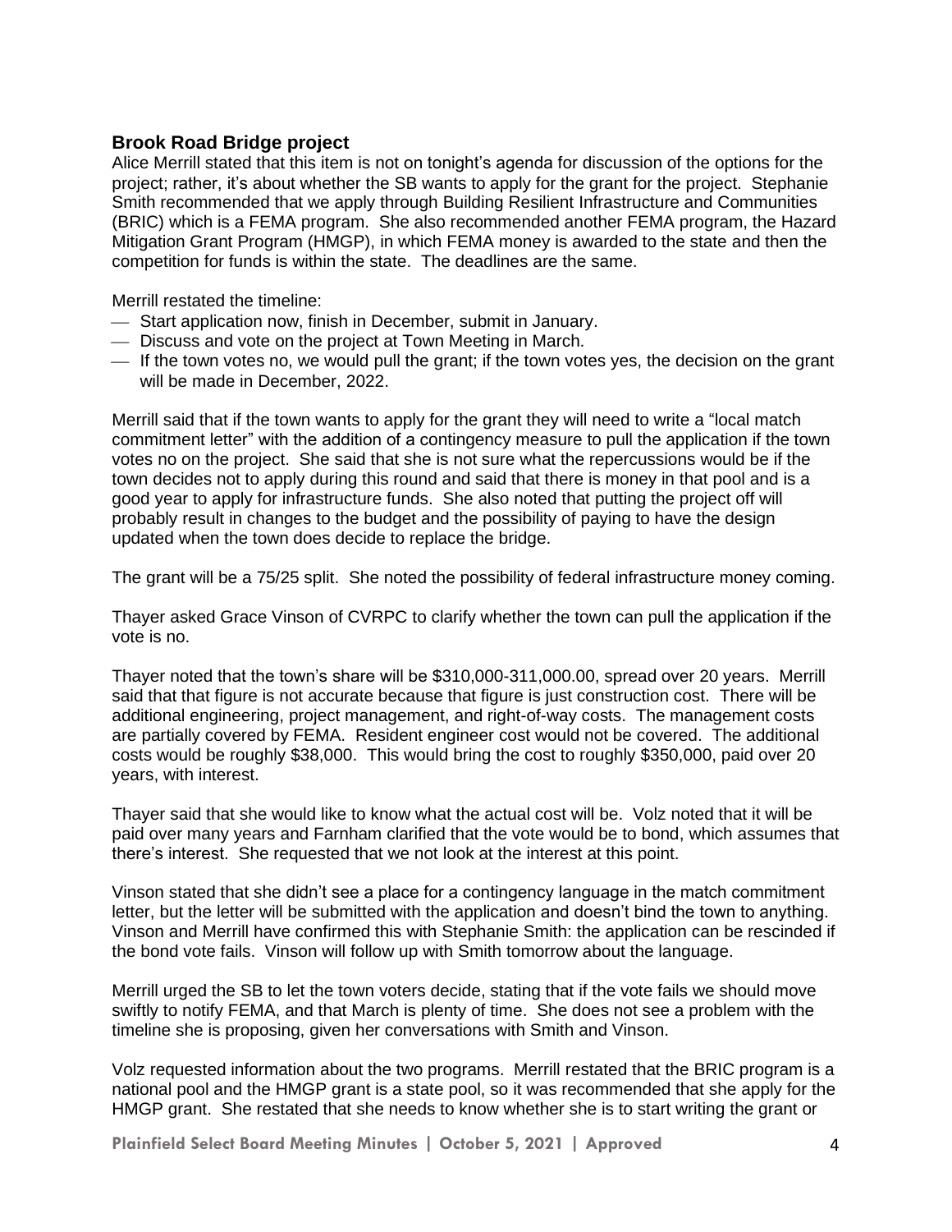### Brook Road Bridge project

Alice Merrill stated that this item is not on tonight's agenda for discussion of the options for the project; rather, it's about whether the SB wants to apply for the grant for the project. Stephanie Smith recommended that we apply through Building Resilient Infrastructure and Communities (BRIC) which is a FEMA program. She also recommended another FEMA program, the Hazard Mitigation Grant Program (HMGP), in which FEMA money is awarded to the state and then the competition for funds is within the state. The deadlines are the same.

Merrill restated the timeline:

- Start application now, finish in December, submit in January.
- Discuss and vote on the project at Town Meeting in March.
- If the town votes no, we would pull the grant; if the town votes yes, the decision on the grant will be made in December, 2022.

Merrill said that if the town wants to apply for the grant they will need to write a "local match commitment letter" with the addition of a contingency measure to pull the application if the town votes no on the project. She said that she is not sure what the repercussions would be if the town decides not to apply during this round and said that there is money in that pool and is a good year to apply for infrastructure funds. She also noted that putting the project off will probably result in changes to the budget and the possibility of paying to have the design updated when the town does decide to replace the bridge.

The grant will be a 75/25 split. She noted the possibility of federal infrastructure money coming.

Thayer asked Grace Vinson of CVRPC to clarify whether the town can pull the application if the vote is no.

Thayer noted that the town's share will be $310,000-311,000.00, spread over 20 years. Merrill said that that figure is not accurate because that figure is just construction cost. There will be additional engineering, project management, and right-of-way costs. The management costs are partially covered by FEMA. Resident engineer cost would not be covered. The additional costs would be roughly $38,000. This would bring the cost to roughly $350,000, paid over 20 years, with interest.

Thayer said that she would like to know what the actual cost will be. Volz noted that it will be paid over many years and Farnham clarified that the vote would be to bond, which assumes that there's interest. She requested that we not look at the interest at this point.

Vinson stated that she didn't see a place for a contingency language in the match commitment letter, but the letter will be submitted with the application and doesn't bind the town to anything. Vinson and Merrill have confirmed this with Stephanie Smith: the application can be rescinded if the bond vote fails. Vinson will follow up with Smith tomorrow about the language.

Merrill urged the SB to let the town voters decide, stating that if the vote fails we should move swiftly to notify FEMA, and that March is plenty of time. She does not see a problem with the timeline she is proposing, given her conversations with Smith and Vinson.

Volz requested information about the two programs. Merrill restated that the BRIC program is a national pool and the HMGP grant is a state pool, so it was recommended that she apply for the HMGP grant. She restated that she needs to know whether she is to start writing the grant or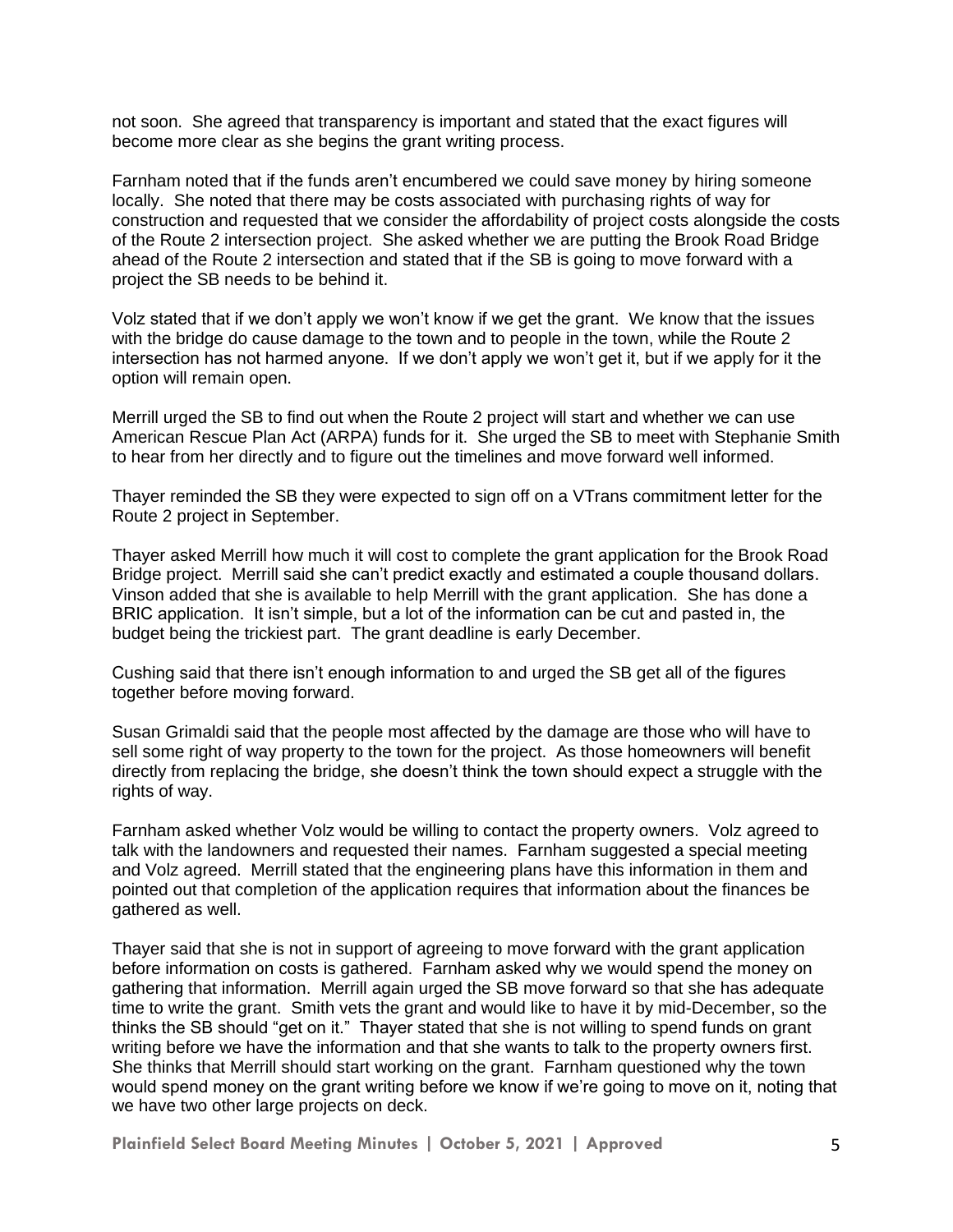not soon. She agreed that transparency is important and stated that the exact figures will become more clear as she begins the grant writing process.

Farnham noted that if the funds aren't encumbered we could save money by hiring someone locally. She noted that there may be costs associated with purchasing rights of way for construction and requested that we consider the affordability of project costs alongside the costs of the Route 2 intersection project. She asked whether we are putting the Brook Road Bridge ahead of the Route 2 intersection and stated that if the SB is going to move forward with a project the SB needs to be behind it.

Volz stated that if we don't apply we won't know if we get the grant. We know that the issues with the bridge do cause damage to the town and to people in the town, while the Route 2 intersection has not harmed anyone. If we don't apply we won't get it, but if we apply for it the option will remain open.

Merrill urged the SB to find out when the Route 2 project will start and whether we can use American Rescue Plan Act (ARPA) funds for it. She urged the SB to meet with Stephanie Smith to hear from her directly and to figure out the timelines and move forward well informed.

Thayer reminded the SB they were expected to sign off on a VTrans commitment letter for the Route 2 project in September.

Thayer asked Merrill how much it will cost to complete the grant application for the Brook Road Bridge project. Merrill said she can't predict exactly and estimated a couple thousand dollars. Vinson added that she is available to help Merrill with the grant application. She has done a BRIC application. It isn't simple, but a lot of the information can be cut and pasted in, the budget being the trickiest part. The grant deadline is early December.

Cushing said that there isn't enough information to and urged the SB get all of the figures together before moving forward.

Susan Grimaldi said that the people most affected by the damage are those who will have to sell some right of way property to the town for the project. As those homeowners will benefit directly from replacing the bridge, she doesn't think the town should expect a struggle with the rights of way.

Farnham asked whether Volz would be willing to contact the property owners. Volz agreed to talk with the landowners and requested their names. Farnham suggested a special meeting and Volz agreed. Merrill stated that the engineering plans have this information in them and pointed out that completion of the application requires that information about the finances be gathered as well.

Thayer said that she is not in support of agreeing to move forward with the grant application before information on costs is gathered. Farnham asked why we would spend the money on gathering that information. Merrill again urged the SB move forward so that she has adequate time to write the grant. Smith vets the grant and would like to have it by mid-December, so the thinks the SB should "get on it." Thayer stated that she is not willing to spend funds on grant writing before we have the information and that she wants to talk to the property owners first. She thinks that Merrill should start working on the grant. Farnham questioned why the town would spend money on the grant writing before we know if we're going to move on it, noting that we have two other large projects on deck.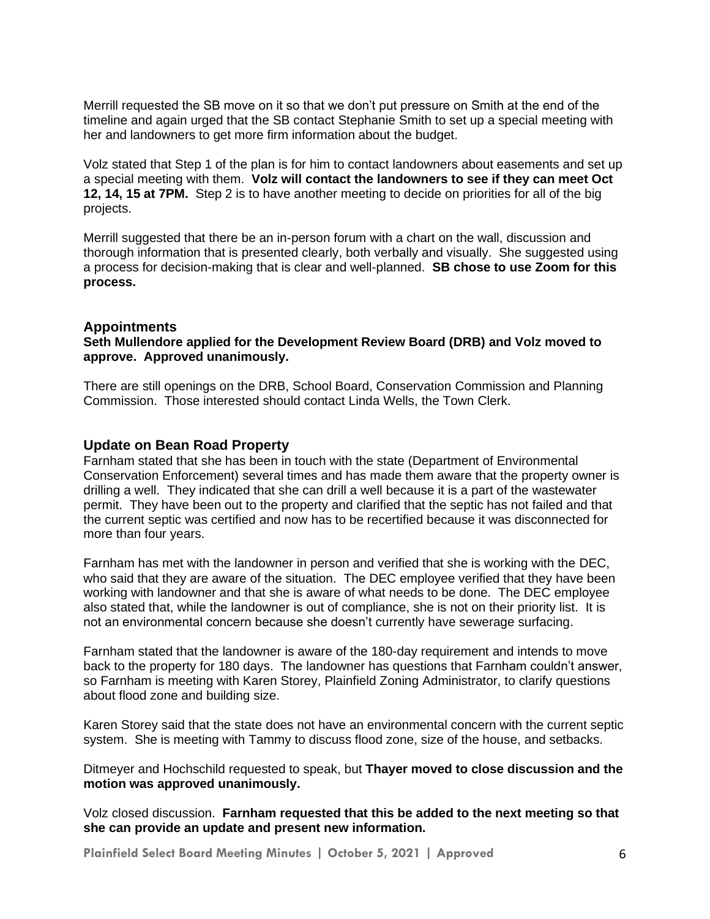Merrill requested the SB move on it so that we don't put pressure on Smith at the end of the timeline and again urged that the SB contact Stephanie Smith to set up a special meeting with her and landowners to get more firm information about the budget.

Volz stated that Step 1 of the plan is for him to contact landowners about easements and set up a special meeting with them. **Volz will contact the landowners to see if they can meet Oct 12, 14, 15 at 7PM.** Step 2 is to have another meeting to decide on priorities for all of the big projects.

Merrill suggested that there be an in-person forum with a chart on the wall, discussion and thorough information that is presented clearly, both verbally and visually. She suggested using a process for decision-making that is clear and well-planned. **SB chose to use Zoom for this process.**

## Appointments

**Seth Mullendore applied for the Development Review Board (DRB) and Volz moved to approve. Approved unanimously.**

There are still openings on the DRB, School Board, Conservation Commission and Planning Commission. Those interested should contact Linda Wells, the Town Clerk.

## Update on Bean Road Property

Farnham stated that she has been in touch with the state (Department of Environmental Conservation Enforcement) several times and has made them aware that the property owner is drilling a well. They indicated that she can drill a well because it is a part of the wastewater permit. They have been out to the property and clarified that the septic has not failed and that the current septic was certified and now has to be recertified because it was disconnected for more than four years.

Farnham has met with the landowner in person and verified that she is working with the DEC, who said that they are aware of the situation. The DEC employee verified that they have been working with landowner and that she is aware of what needs to be done. The DEC employee also stated that, while the landowner is out of compliance, she is not on their priority list. It is not an environmental concern because she doesn't currently have sewerage surfacing.

Farnham stated that the landowner is aware of the 180-day requirement and intends to move back to the property for 180 days. The landowner has questions that Farnham couldn't answer, so Farnham is meeting with Karen Storey, Plainfield Zoning Administrator, to clarify questions about flood zone and building size.

Karen Storey said that the state does not have an environmental concern with the current septic system. She is meeting with Tammy to discuss flood zone, size of the house, and setbacks.

Ditmeyer and Hochschild requested to speak, but **Thayer moved to close discussion and the motion was approved unanimously.**

Volz closed discussion. **Farnham requested that this be added to the next meeting so that she can provide an update and present new information.**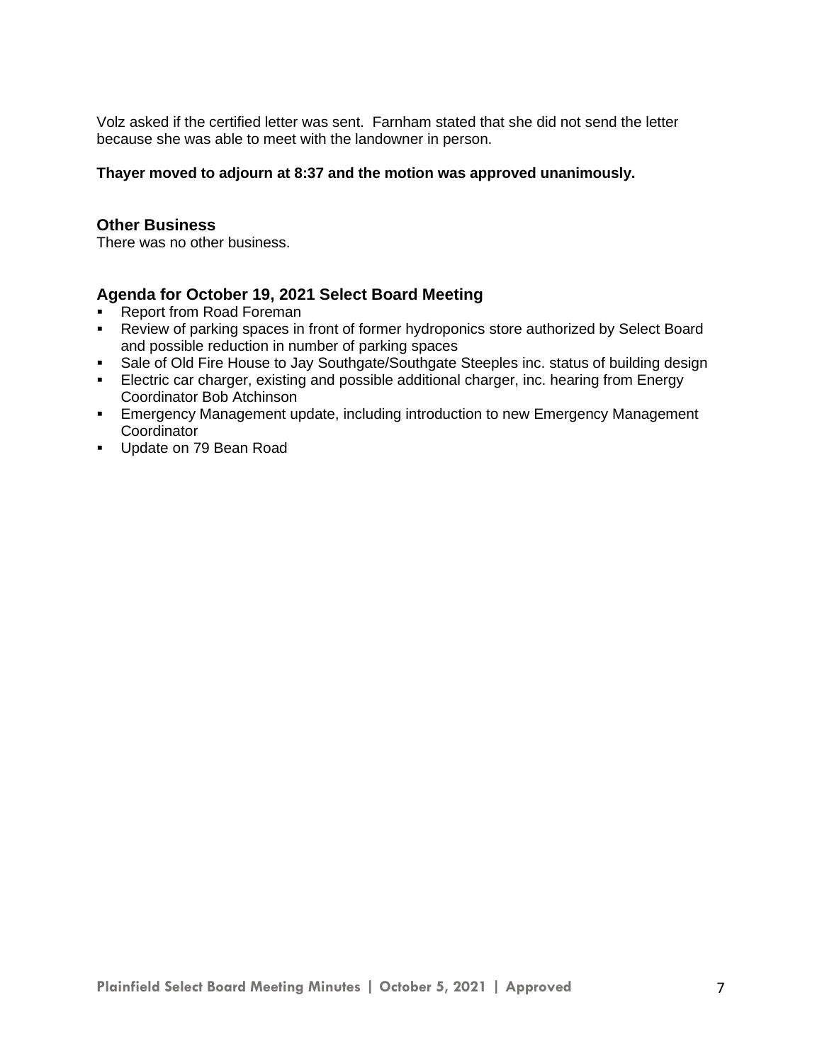Volz asked if the certified letter was sent. Farnham stated that she did not send the letter because she was able to meet with the landowner in person.

**Thayer moved to adjourn at 8:37 and the motion was approved unanimously.**

## Other Business

There was no other business.

## Agenda for October 19, 2021 Select Board Meeting

- Report from Road Foreman
- Review of parking spaces in front of former hydroponics store authorized by Select Board and possible reduction in number of parking spaces
- Sale of Old Fire House to Jay Southgate/Southgate Steeples inc. status of building design
- Electric car charger, existing and possible additional charger, inc. hearing from Energy Coordinator Bob Atchinson
- Emergency Management update, including introduction to new Emergency Management Coordinator
- Update on 79 Bean Road